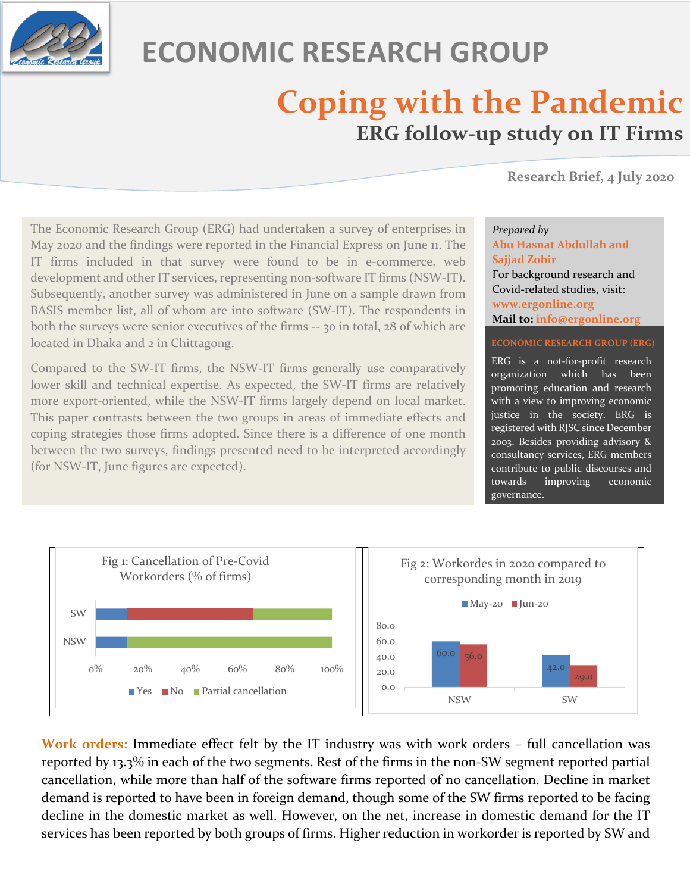# ECONOMIC RESEARCH GROUP

# Coping with the Pandemic

## ERG follow-up study on IT Firms

**Research Brief, 4 July 2020**

The Economic Research Group (ERG) had undertaken a survey of enterprises in May 2020 and the findings were reported in the Financial Express on June 11. The IT firms included in that survey were found to be in e-commerce, web development and other IT services, representing non-software IT firms (NSW-IT). Subsequently, another survey was administered in June on a sample drawn from BASIS member list, all of whom are into software (SW-IT). The respondents in both the surveys were senior executives of the firms -- 30 in total, 28 of which are located in Dhaka and 2 in Chittagong.

Compared to the SW-IT firms, the NSW-IT firms generally use comparatively lower skill and technical expertise. As expected, the SW-IT firms are relatively more export-oriented, while the NSW-IT firms largely depend on local market. This paper contrasts between the two groups in areas of immediate effects and coping strategies those firms adopted. Since there is a difference of one month between the two surveys, findings presented need to be interpreted accordingly (for NSW-IT, June figures are expected).

*Prepared by*
**Abu Hasnat Abdullah and Sajjad Zohir**
For background research and Covid-related studies, visit: **www.ergonline.org**
**Mail to:** **info@ergonline.org**

**ECONOMIC RESEARCH GROUP (ERG)**

ERG is a not-for-profit research organization which has been promoting education and research with a view to improving economic justice in the society. ERG is registered with RJSC since December 2003. Besides providing advisory & consultancy services, ERG members contribute to public discourses and towards improving economic governance.

**Fig 1: Cancellation of Pre-Covid Workorders (% of firms)**

| | Yes | No | Partial cancellation |
|---|---|---|---|
| SW | ~13% | ~54% | ~33% |
| NSW | ~13% | 0% | ~87% |

**Fig 2: Workordes in 2020 compared to corresponding month in 2019**

| | May-20 | Jun-20 |
|---|---|---|
| NSW | 60.0 | 56.0 |
| SW | 42.0 | 29.0 |

**Work orders:** Immediate effect felt by the IT industry was with work orders – full cancellation was reported by 13.3% in each of the two segments. Rest of the firms in the non-SW segment reported partial cancellation, while more than half of the software firms reported of no cancellation. Decline in market demand is reported to have been in foreign demand, though some of the SW firms reported to be facing decline in the domestic market as well. However, on the net, increase in domestic demand for the IT services has been reported by both groups of firms. Higher reduction in workorder is reported by SW and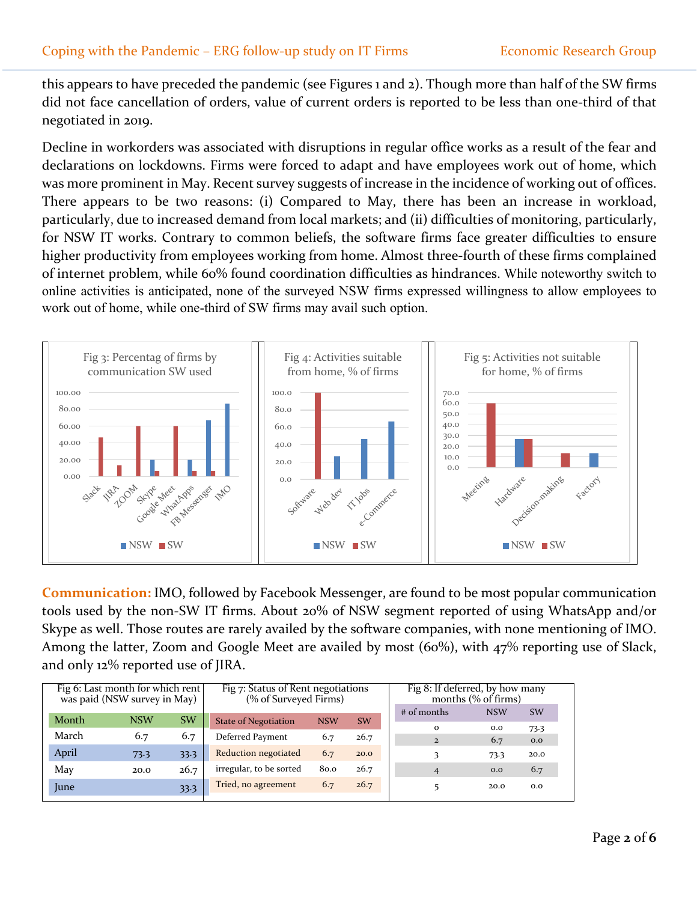this appears to have preceded the pandemic (see Figures 1 and 2). Though more than half of the SW firms did not face cancellation of orders, value of current orders is reported to be less than one-third of that negotiated in 2019.

Decline in workorders was associated with disruptions in regular office works as a result of the fear and declarations on lockdowns. Firms were forced to adapt and have employees work out of home, which was more prominent in May. Recent survey suggests of increase in the incidence of working out of offices. There appears to be two reasons: (i) Compared to May, there has been an increase in workload, particularly, due to increased demand from local markets; and (ii) difficulties of monitoring, particularly, for NSW IT works. Contrary to common beliefs, the software firms face greater difficulties to ensure higher productivity from employees working from home. Almost three-fourth of these firms complained of internet problem, while 60% found coordination difficulties as hindrances. While noteworthy switch to online activities is anticipated, none of the surveyed NSW firms expressed willingness to allow employees to work out of home, while one-third of SW firms may avail such option.

Fig 3: Percentag of firms by communication SW used

Fig 4: Activities suitable from home, % of firms

Fig 5: Activities not suitable for home, % of firms

**Communication:** IMO, followed by Facebook Messenger, are found to be most popular communication tools used by the non-SW IT firms. About 20% of NSW segment reported of using WhatsApp and/or Skype as well. Those routes are rarely availed by the software companies, with none mentioning of IMO. Among the latter, Zoom and Google Meet are availed by most (60%), with 47% reporting use of Slack, and only 12% reported use of JIRA.

Fig 6: Last month for which rent was paid (NSW survey in May)

| Month | NSW | SW |
|---|---|---|
| March | 6.7 | 6.7 |
| April | 73.3 | 33.3 |
| May | 20.0 | 26.7 |
| June | | 33.3 |

Fig 7: Status of Rent negotiations (% of Surveyed Firms)

| State of Negotiation | NSW | SW |
|---|---|---|
| Deferred Payment | 6.7 | 26.7 |
| Reduction negotiated | 6.7 | 20.0 |
| irregular, to be sorted | 80.0 | 26.7 |
| Tried, no agreement | 6.7 | 26.7 |

Fig 8: If deferred, by how many months (% of firms)

| # of months | NSW | SW |
|---|---|---|
| 0 | 0.0 | 73.3 |
| 2 | 6.7 | 0.0 |
| 3 | 73.3 | 20.0 |
| 4 | 0.0 | 6.7 |
| 5 | 20.0 | 0.0 |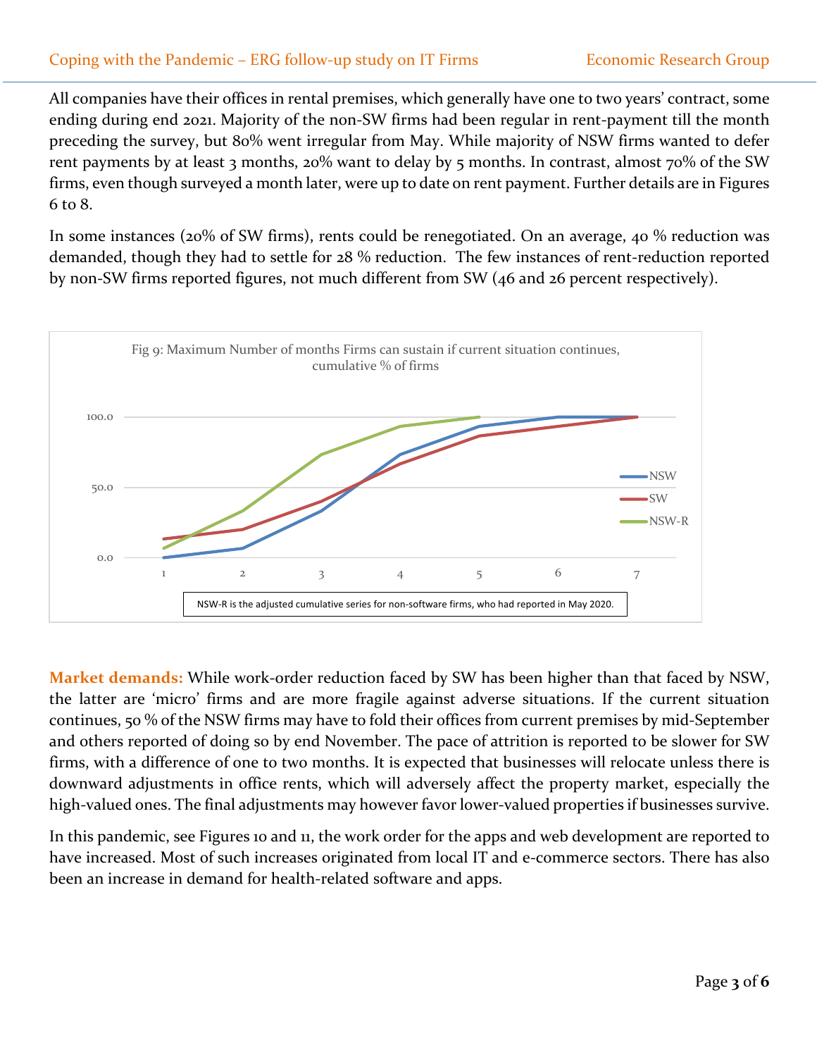All companies have their offices in rental premises, which generally have one to two years' contract, some ending during end 2021. Majority of the non-SW firms had been regular in rent-payment till the month preceding the survey, but 80% went irregular from May. While majority of NSW firms wanted to defer rent payments by at least 3 months, 20% want to delay by 5 months. In contrast, almost 70% of the SW firms, even though surveyed a month later, were up to date on rent payment. Further details are in Figures 6 to 8.

In some instances (20% of SW firms), rents could be renegotiated. On an average, 40 % reduction was demanded, though they had to settle for 28 % reduction. The few instances of rent-reduction reported by non-SW firms reported figures, not much different from SW (46 and 26 percent respectively).

Fig 9: Maximum Number of months Firms can sustain if current situation continues, cumulative % of firms

NSW-R is the adjusted cumulative series for non-software firms, who had reported in May 2020.

**Market demands:** While work-order reduction faced by SW has been higher than that faced by NSW, the latter are 'micro' firms and are more fragile against adverse situations. If the current situation continues, 50 % of the NSW firms may have to fold their offices from current premises by mid-September and others reported of doing so by end November. The pace of attrition is reported to be slower for SW firms, with a difference of one to two months. It is expected that businesses will relocate unless there is downward adjustments in office rents, which will adversely affect the property market, especially the high-valued ones. The final adjustments may however favor lower-valued properties if businesses survive.

In this pandemic, see Figures 10 and 11, the work order for the apps and web development are reported to have increased. Most of such increases originated from local IT and e-commerce sectors. There has also been an increase in demand for health-related software and apps.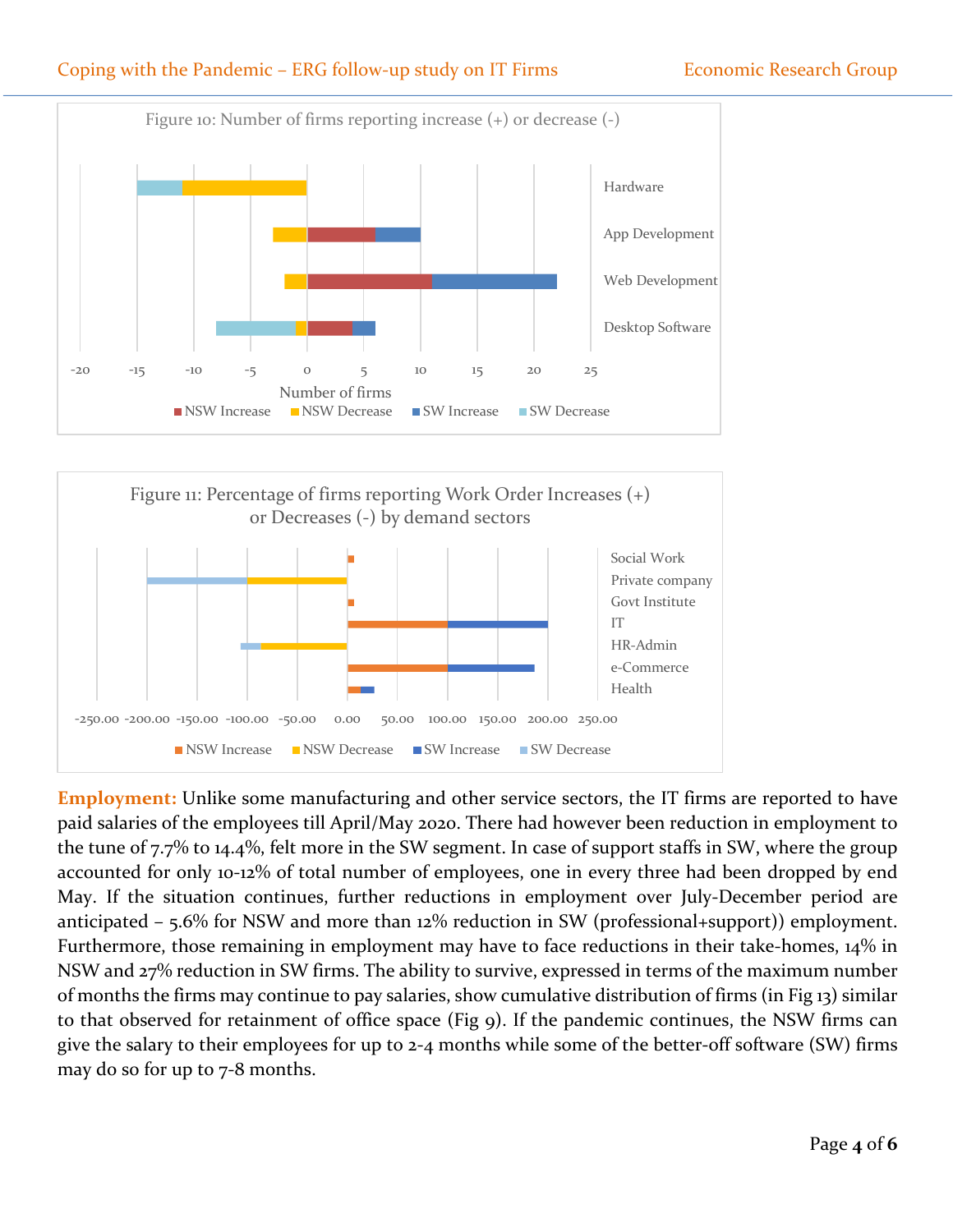Figure 10: Number of firms reporting increase (+) or decrease (-)

Figure 11: Percentage of firms reporting Work Order Increases (+) or Decreases (-) by demand sectors

**Employment:** Unlike some manufacturing and other service sectors, the IT firms are reported to have paid salaries of the employees till April/May 2020. There had however been reduction in employment to the tune of 7.7% to 14.4%, felt more in the SW segment. In case of support staffs in SW, where the group accounted for only 10-12% of total number of employees, one in every three had been dropped by end May. If the situation continues, further reductions in employment over July-December period are anticipated – 5.6% for NSW and more than 12% reduction in SW (professional+support)) employment. Furthermore, those remaining in employment may have to face reductions in their take-homes, 14% in NSW and 27% reduction in SW firms. The ability to survive, expressed in terms of the maximum number of months the firms may continue to pay salaries, show cumulative distribution of firms (in Fig 13) similar to that observed for retainment of office space (Fig 9). If the pandemic continues, the NSW firms can give the salary to their employees for up to 2-4 months while some of the better-off software (SW) firms may do so for up to 7-8 months.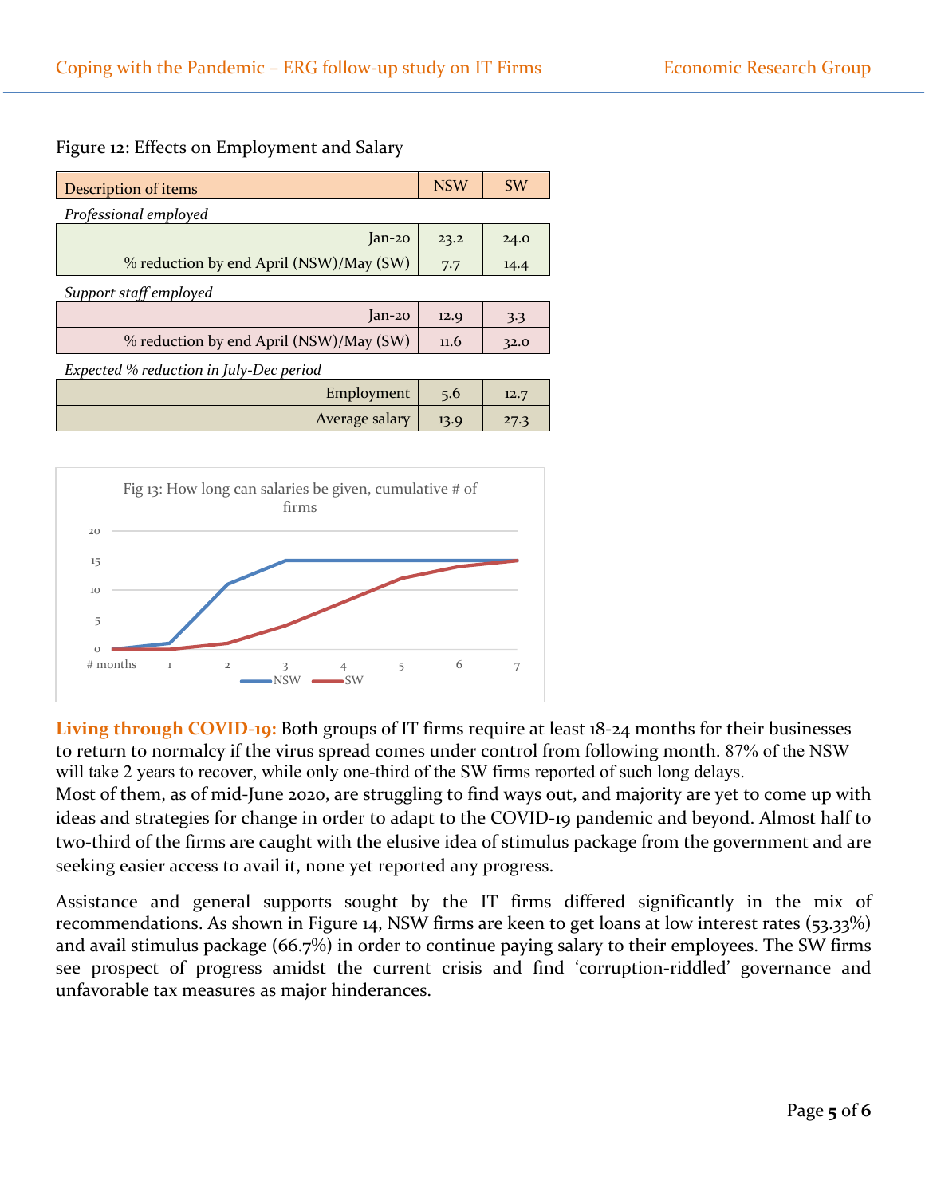Figure 12: Effects on Employment and Salary

| Description of items | NSW | SW |
|---|---|---|
| *Professional employed* | | |
| Jan-20 | 23.2 | 24.0 |
| % reduction by end April (NSW)/May (SW) | 7.7 | 14.4 |
| *Support staff employed* | | |
| Jan-20 | 12.9 | 3.3 |
| % reduction by end April (NSW)/May (SW) | 11.6 | 32.0 |
| *Expected % reduction in July-Dec period* | | |
| Employment | 5.6 | 12.7 |
| Average salary | 13.9 | 27.3 |

Fig 13: How long can salaries be given, cumulative # of firms

| # months | NSW | SW |
|---|---|---|
| 0 | 0 | 0 |
| 1 | 1 | 0 |
| 2 | 11 | 1 |
| 3 | 15 | 4 |
| 4 | 15 | 8 |
| 5 | 15 | 12 |
| 6 | 15 | 14 |
| 7 | 15 | 15 |

**Living through COVID-19:** Both groups of IT firms require at least 18-24 months for their businesses to return to normalcy if the virus spread comes under control from following month. 87% of the NSW will take 2 years to recover, while only one-third of the SW firms reported of such long delays. Most of them, as of mid-June 2020, are struggling to find ways out, and majority are yet to come up with ideas and strategies for change in order to adapt to the COVID-19 pandemic and beyond. Almost half to two-third of the firms are caught with the elusive idea of stimulus package from the government and are seeking easier access to avail it, none yet reported any progress.

Assistance and general supports sought by the IT firms differed significantly in the mix of recommendations. As shown in Figure 14, NSW firms are keen to get loans at low interest rates (53.33%) and avail stimulus package (66.7%) in order to continue paying salary to their employees. The SW firms see prospect of progress amidst the current crisis and find 'corruption-riddled' governance and unfavorable tax measures as major hinderances.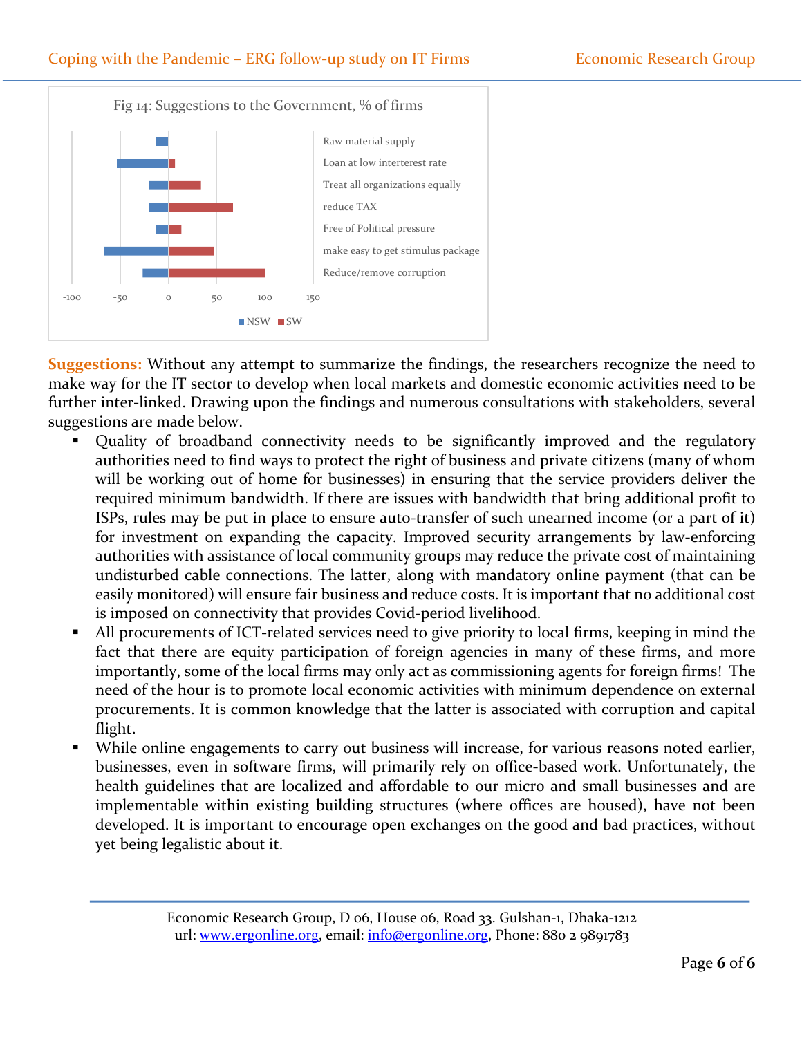Fig 14: Suggestions to the Government, % of firms

Raw material supply
Loan at low interterest rate
Treat all organizations equally
reduce TAX
Free of Political pressure
make easy to get stimulus package
Reduce/remove corruption

-100 -50 0 50 100 150

NSW SW

**Suggestions:** Without any attempt to summarize the findings, the researchers recognize the need to make way for the IT sector to develop when local markets and domestic economic activities need to be further inter-linked. Drawing upon the findings and numerous consultations with stakeholders, several suggestions are made below.

- Quality of broadband connectivity needs to be significantly improved and the regulatory authorities need to find ways to protect the right of business and private citizens (many of whom will be working out of home for businesses) in ensuring that the service providers deliver the required minimum bandwidth. If there are issues with bandwidth that bring additional profit to ISPs, rules may be put in place to ensure auto-transfer of such unearned income (or a part of it) for investment on expanding the capacity. Improved security arrangements by law-enforcing authorities with assistance of local community groups may reduce the private cost of maintaining undisturbed cable connections. The latter, along with mandatory online payment (that can be easily monitored) will ensure fair business and reduce costs. It is important that no additional cost is imposed on connectivity that provides Covid-period livelihood.
- All procurements of ICT-related services need to give priority to local firms, keeping in mind the fact that there are equity participation of foreign agencies in many of these firms, and more importantly, some of the local firms may only act as commissioning agents for foreign firms! The need of the hour is to promote local economic activities with minimum dependence on external procurements. It is common knowledge that the latter is associated with corruption and capital flight.
- While online engagements to carry out business will increase, for various reasons noted earlier, businesses, even in software firms, will primarily rely on office-based work. Unfortunately, the health guidelines that are localized and affordable to our micro and small businesses and are implementable within existing building structures (where offices are housed), have not been developed. It is important to encourage open exchanges on the good and bad practices, without yet being legalistic about it.

Economic Research Group, D 06, House 06, Road 33. Gulshan-1, Dhaka-1212
url: www.ergonline.org, email: info@ergonline.org, Phone: 880 2 9891783